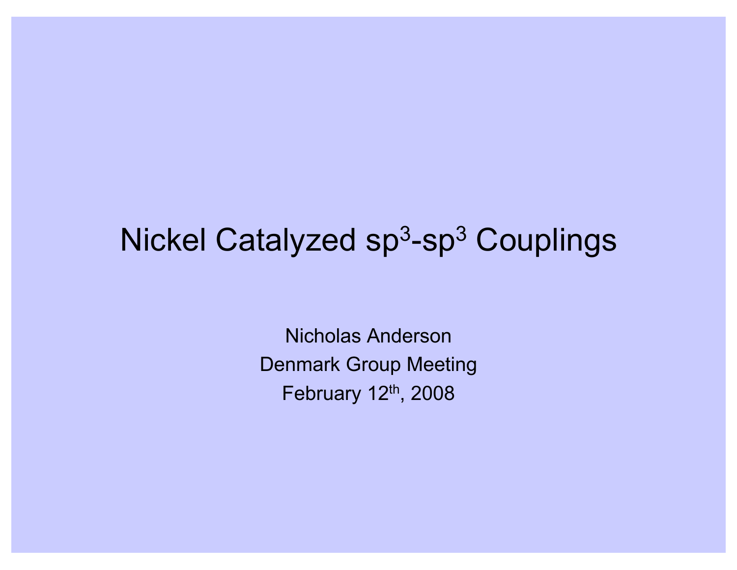# Nickel Catalyzed $sp^3$-$sp^3$ Couplings

Nicholas Anderson

Denmark Group Meeting

February 12$^{th}$, 2008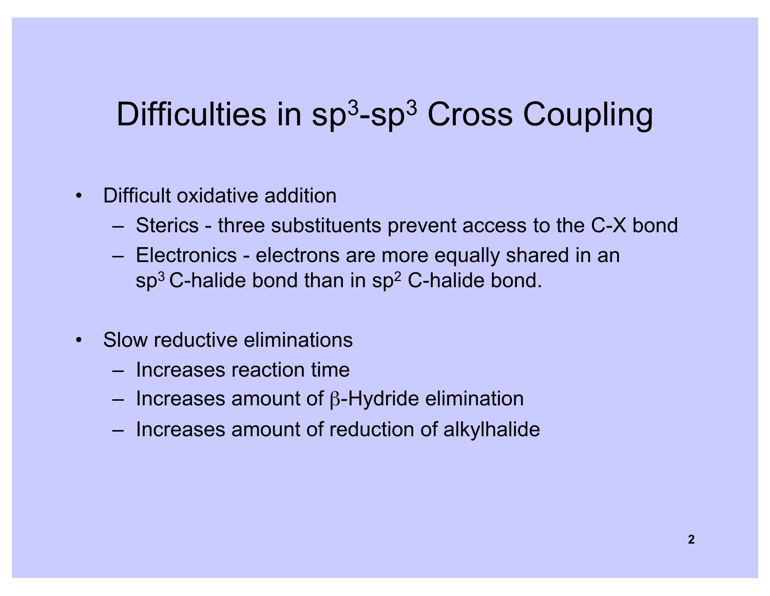# Difficulties in $sp^3$-$sp^3$ Cross Coupling

- Difficult oxidative addition
  - Sterics - three substituents prevent access to the C-X bond
  - Electronics - electrons are more equally shared in an $sp^3$ C-halide bond than in $sp^2$ C-halide bond.

- Slow reductive eliminations
  - Increases reaction time
  - Increases amount of $\beta$-Hydride elimination
  - Increases amount of reduction of alkylhalide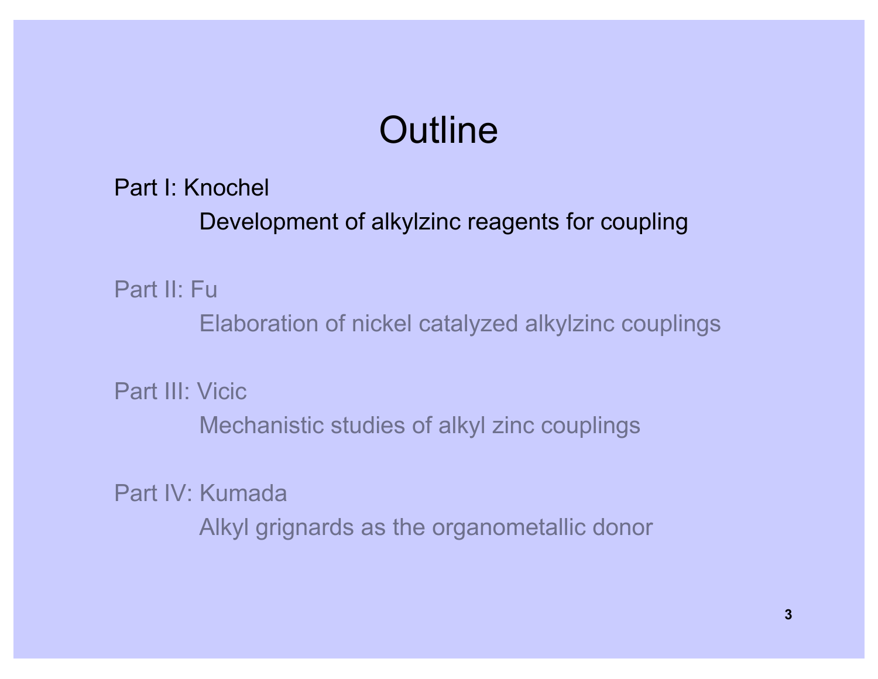# Outline

Part I: Knochel

Development of alkylzinc reagents for coupling

Part II: Fu

Elaboration of nickel catalyzed alkylzinc couplings

Part III: Vicic

Mechanistic studies of alkyl zinc couplings

Part IV: Kumada

Alkyl grignards as the organometallic donor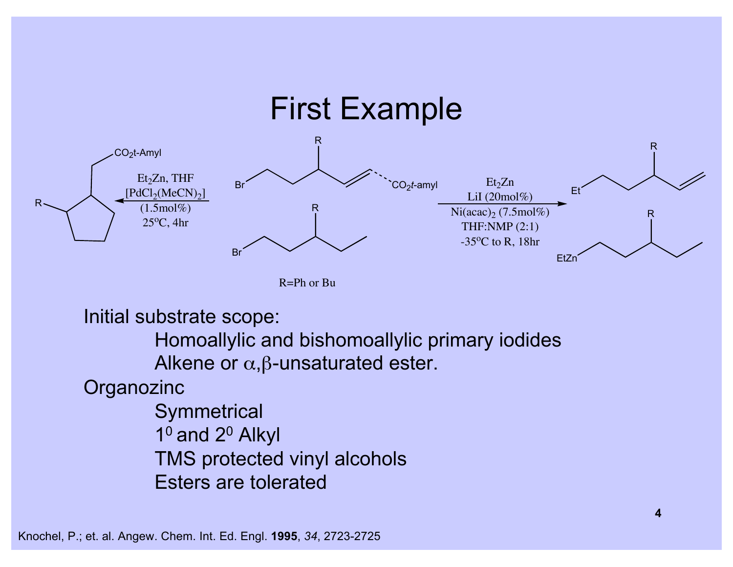# First Example

Et$_2$Zn, THF
[PdCl$_2$(MeCN)$_2$]
(1.5mol%)
25$^o$C, 4hr

Et$_2$Zn
LiI (20mol%)
Ni(acac)$_2$ (7.5mol%)
THF:NMP (2:1)
-35$^o$C to R, 18hr

CO$_2$t-Amyl

CO$_2$*t*-amyl

R=Ph or Bu

Initial substrate scope:

- Homoallylic and bishomoallylic primary iodides
- Alkene or α,β-unsaturated ester.

Organozinc

- Symmetrical
- 1$^0$ and 2$^0$ Alkyl
- TMS protected vinyl alcohols
- Esters are tolerated

Knochel, P.; et. al. Angew. Chem. Int. Ed. Engl. **1995**, *34*, 2723-2725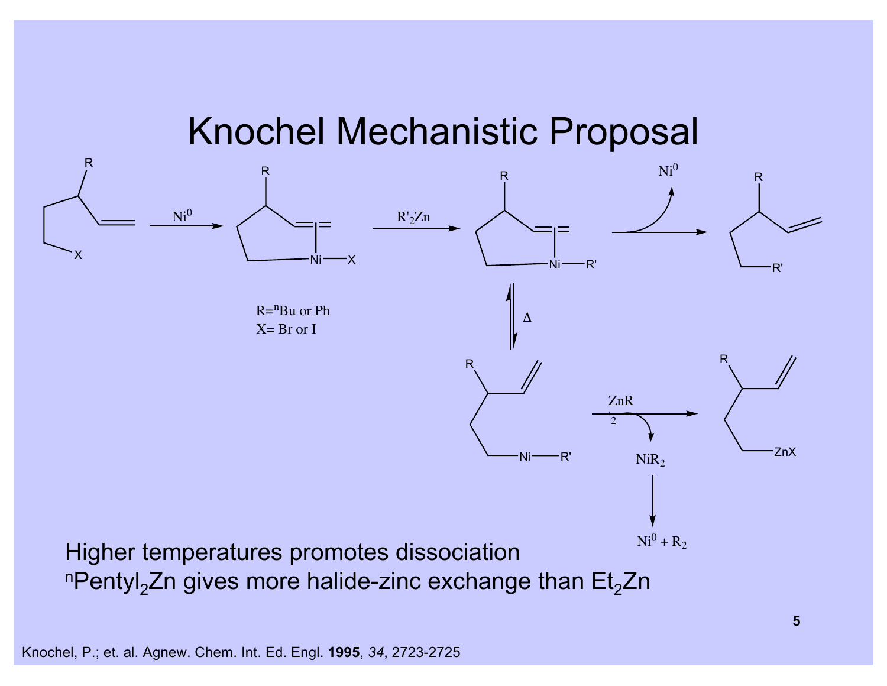# Knochel Mechanistic Proposal

$R = {}^{n}Bu$ or Ph

X= Br or I

$Ni^0$

$R'_2Zn$

$\Delta$

$ZnR_2$

$NiR_2$

$Ni^0 + R_2$

Higher temperatures promotes dissociation

${}^{n}Pentyl_2Zn$ gives more halide-zinc exchange than $Et_2Zn$

Knochel, P.; et. al. Agnew. Chem. Int. Ed. Engl. **1995**, *34*, 2723-2725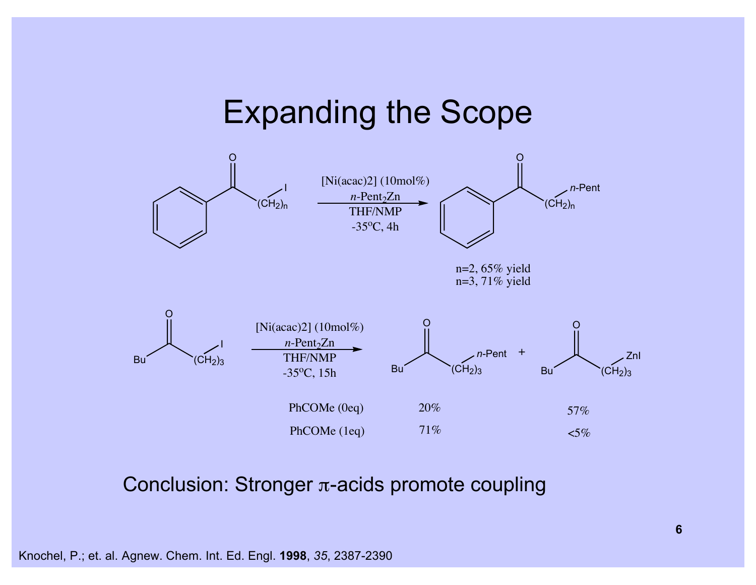# Expanding the Scope

[Ni(acac)2] (10mol%)
*n*-$Pent_2Zn$
THF/NMP
-35$^{o}$C, 4h

n=2, 65% yield
n=3, 71% yield

[Ni(acac)2] (10mol%)
*n*-$Pent_2Zn$
THF/NMP
-35$^{o}$C, 15h

| | Bu–CO–$(CH_2)_3$–*n*-Pent | Bu–CO–$(CH_2)_3$–ZnI |
|---|---|---|
| PhCOMe (0eq) | 20% | 57% |
| PhCOMe (1eq) | 71% | <5% |

Conclusion: Stronger π-acids promote coupling

Knochel, P.; et. al. Agnew. Chem. Int. Ed. Engl. **1998**, *35*, 2387-2390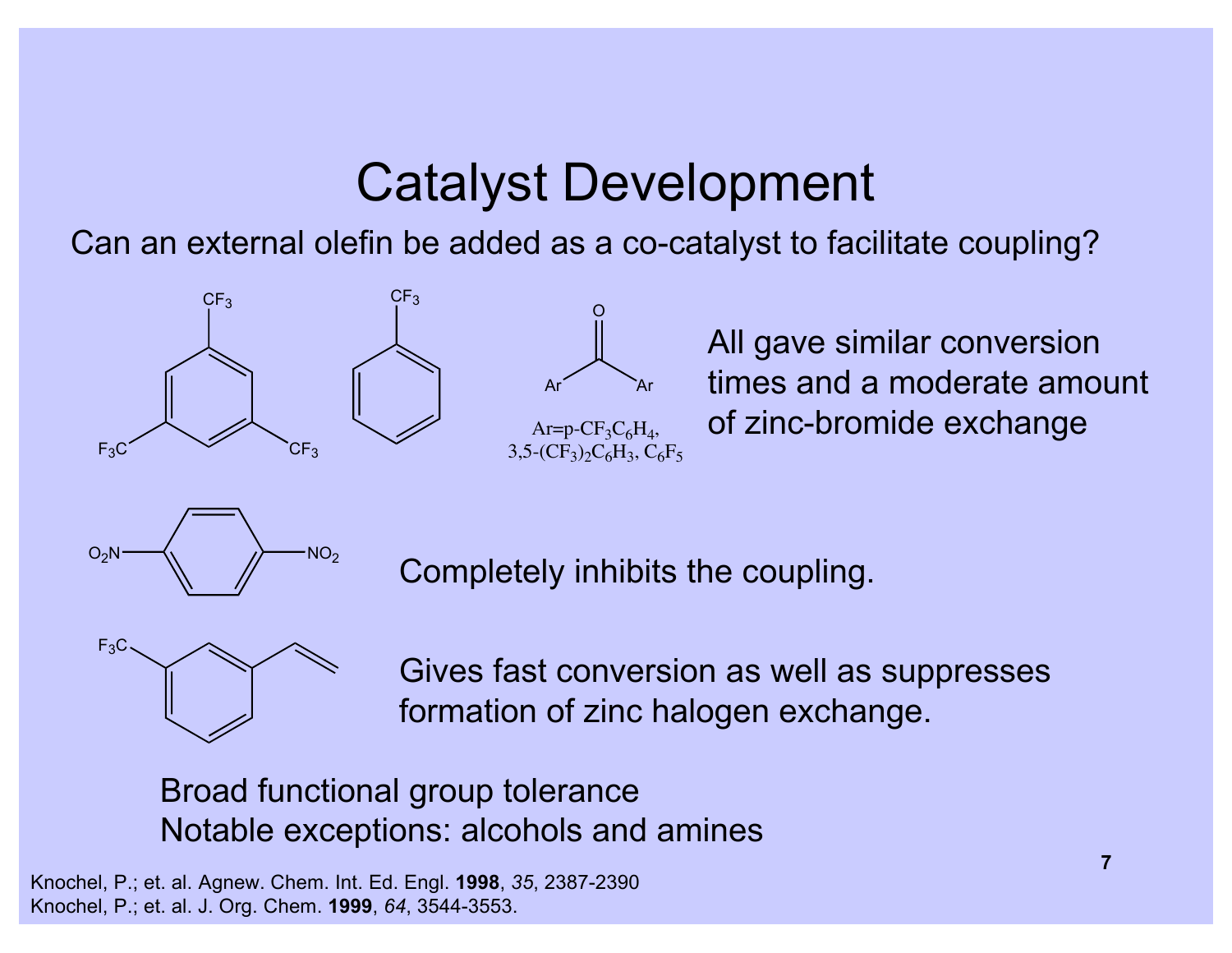# Catalyst Development

Can an external olefin be added as a co-catalyst to facilitate coupling?

$CF_3$ $CF_3$ $F_3C$ $CF_3$ $CF_3$ O Ar Ar

Ar=p-$CF_3C_6H_4$, 3,5-$(CF_3)_2C_6H_3$, $C_6F_5$

All gave similar conversion times and a moderate amount of zinc-bromide exchange

$O_2N$ $NO_2$

Completely inhibits the coupling.

$F_3C$

Gives fast conversion as well as suppresses formation of zinc halogen exchange.

Broad functional group tolerance
Notable exceptions: alcohols and amines

Knochel, P.; et. al. Agnew. Chem. Int. Ed. Engl. **1998**, *35*, 2387-2390
Knochel, P.; et. al. J. Org. Chem. **1999**, *64*, 3544-3553.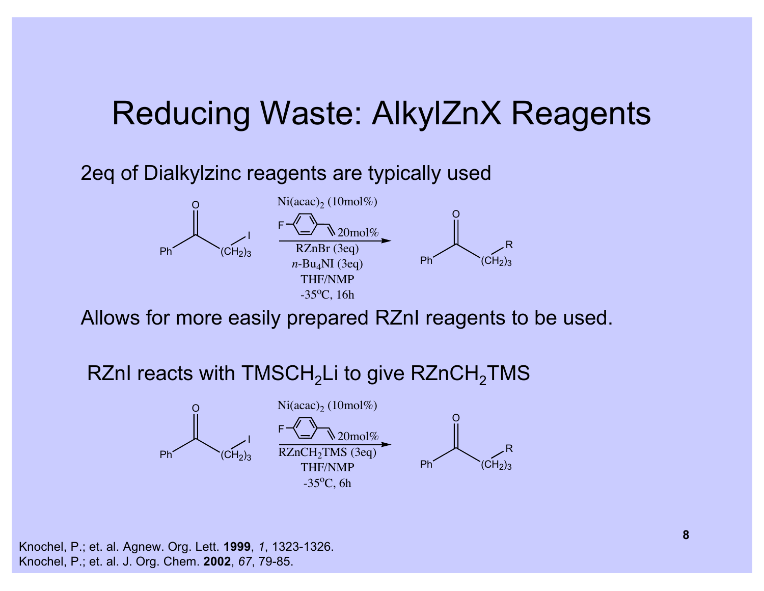# Reducing Waste: AlkylZnX Reagents

2eq of Dialkylzinc reagents are typically used

Ph–C(=O)–$(CH_2)_3$–I → Ph–C(=O)–$(CH_2)_3$–R

Conditions: $Ni(acac)_2$ (10mol%); 4-fluorostyrene 20mol%; RZnBr (3eq); $n$-$Bu_4NI$ (3eq); THF/NMP; -35°C, 16h

Allows for more easily prepared RZnI reagents to be used.

RZnI reacts with $TMSCH_2Li$ to give $RZnCH_2TMS$

Ph–C(=O)–$(CH_2)_3$–I → Ph–C(=O)–$(CH_2)_3$–R

Conditions: $Ni(acac)_2$ (10mol%); 4-fluorostyrene 20mol%; $RZnCH_2TMS$ (3eq); THF/NMP; -35°C, 6h

Knochel, P.; et. al. Agnew. Org. Lett. **1999**, *1*, 1323-1326.
Knochel, P.; et. al. J. Org. Chem. **2002**, *67*, 79-85.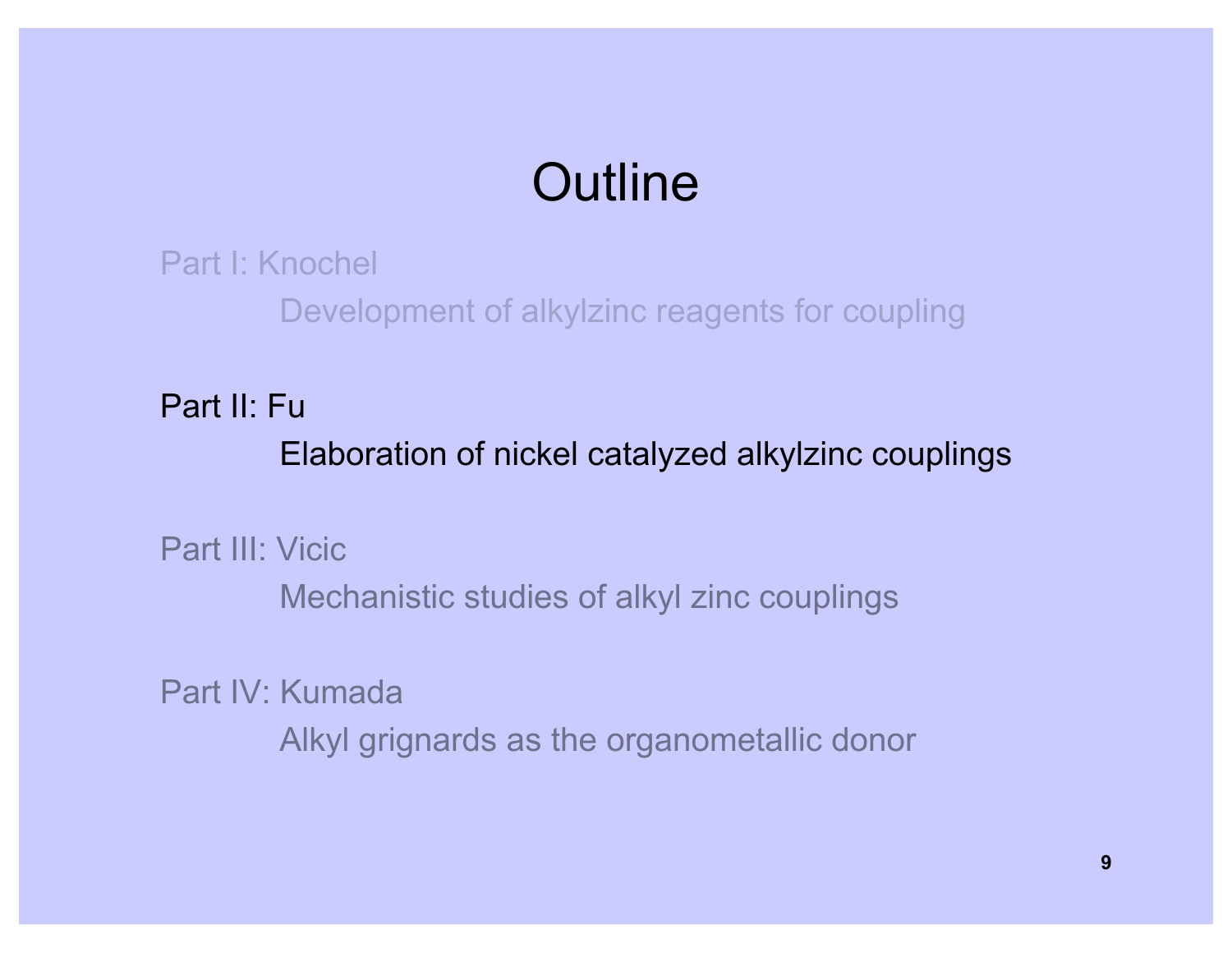# Outline

Part I: Knochel

Development of alkylzinc reagents for coupling

Part II: Fu

Elaboration of nickel catalyzed alkylzinc couplings

Part III: Vicic

Mechanistic studies of alkyl zinc couplings

Part IV: Kumada

Alkyl grignards as the organometallic donor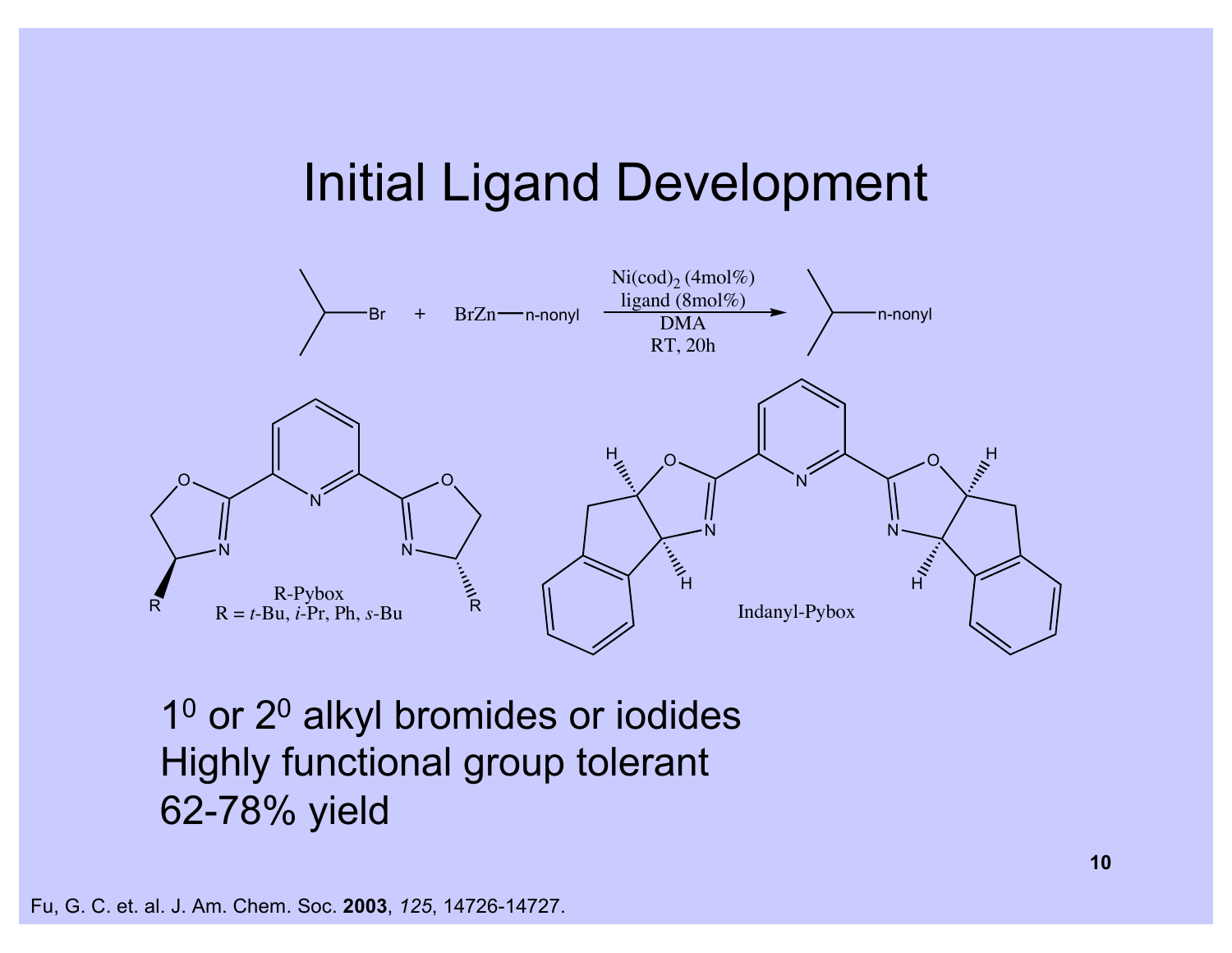# Initial Ligand Development

Reaction: isopropyl bromide + BrZn—n-nonyl → (Ni(cod)$_2$ (4mol%), ligand (8mol%), DMA, RT, 20h) → isopropyl—n-nonyl

R-Pybox
R = *t*-Bu, *i*-Pr, Ph, *s*-Bu

Indanyl-Pybox

- $1^0$ or $2^0$ alkyl bromides or iodides
- Highly functional group tolerant
- 62-78% yield

Fu, G. C. et. al. J. Am. Chem. Soc. **2003**, *125*, 14726-14727.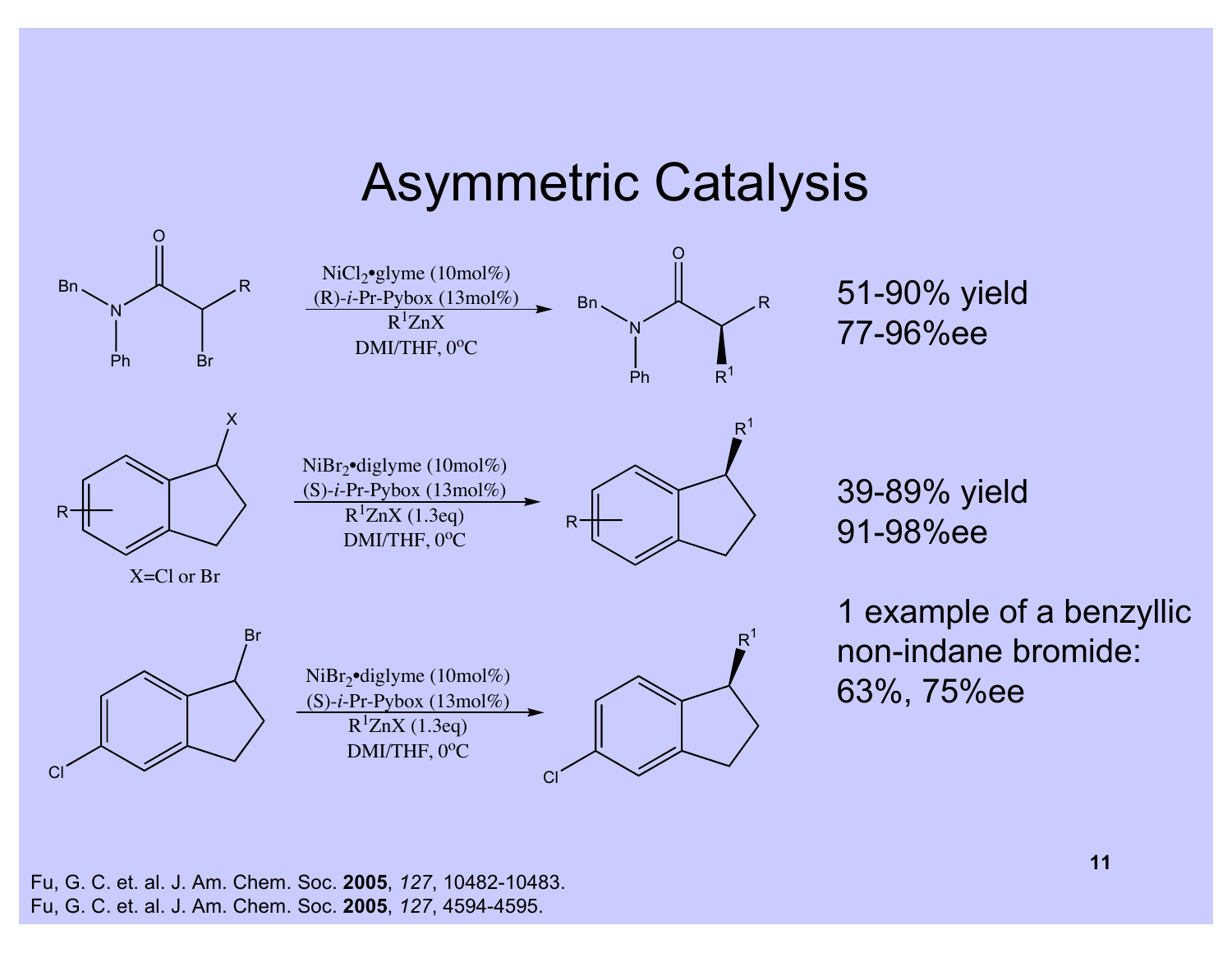# Asymmetric Catalysis

$NiCl_2$•glyme (10mol%)
(R)-*i*-Pr-Pybox (13mol%)
$R^1ZnX$
DMI/THF, 0°C

51-90% yield
77-96%ee

$NiBr_2$•diglyme (10mol%)
(S)-*i*-Pr-Pybox (13mol%)
$R^1ZnX$ (1.3eq)
DMI/THF, 0°C

X=Cl or Br

39-89% yield
91-98%ee

$NiBr_2$•diglyme (10mol%)
(S)-*i*-Pr-Pybox (13mol%)
$R^1ZnX$ (1.3eq)
DMI/THF, 0°C

1 example of a benzyllic non-indane bromide: 63%, 75%ee

Fu, G. C. et. al. J. Am. Chem. Soc. **2005**, *127*, 10482-10483.
Fu, G. C. et. al. J. Am. Chem. Soc. **2005**, *127*, 4594-4595.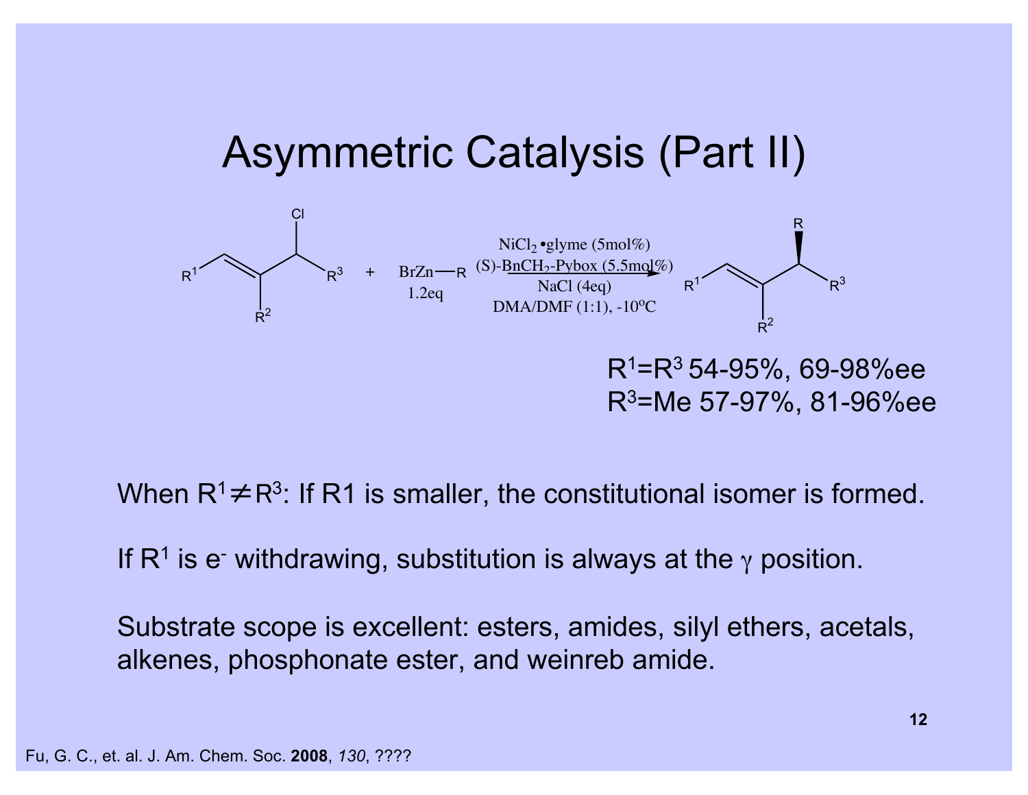# Asymmetric Catalysis (Part II)

Reaction conditions: $NiCl_2$•glyme (5mol%), (S)-$BnCH_2$-Pybox (5.5mol%), NaCl (4eq), DMA/DMF (1:1), -10$^{o}$C; BrZn—R (1.2eq)

$R^1$=$R^3$ 54-95%, 69-98%ee

$R^3$=Me 57-97%, 81-96%ee

When $R^1 \neq R^3$: If R1 is smaller, the constitutional isomer is formed.

If $R^1$ is $e^-$ withdrawing, substitution is always at the $\gamma$ position.

Substrate scope is excellent: esters, amides, silyl ethers, acetals, alkenes, phosphonate ester, and weinreb amide.

Fu, G. C., et. al. J. Am. Chem. Soc. **2008**, *130*, ????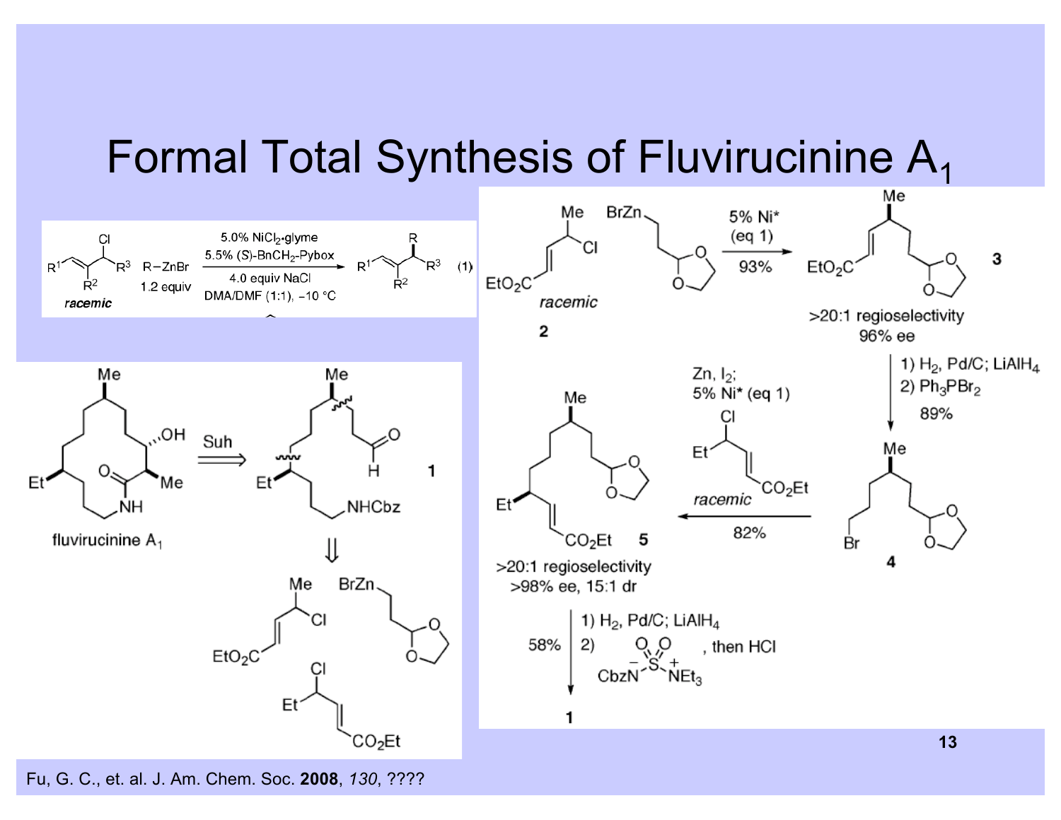# Formal Total Synthesis of Fluvirucinine $A_1$

**(1)** racemic allylic chloride ($R^1$, $R^2$, $R^3$, Cl) + R−ZnBr (1.2 equiv) → (5.0% $NiCl_2$·glyme, 5.5% (*S*)-$BnCH_2$-Pybox, 4.0 equiv NaCl, DMA/DMF (1:1), −10 °C)

fluvirucinine $A_1$ ⟹ (Suh) **1** ⟹ $EtO_2C$-CH=CH-CH(Cl)Me + BrZn-(CH$_2$)$_2$-dioxolane; Et-CH(Cl)-CH=CH-$CO_2Et$

**2** (*racemic*) + BrZn-(CH$_2$)$_2$-dioxolane → 5% Ni* (eq 1), 93% → **3** (>20:1 regioselectivity, 96% ee)

**3** → 1) $H_2$, Pd/C; $LiAlH_4$ 2) $Ph_3PBr_2$, 89% → **4**

**4** → Zn, $I_2$; 5% Ni* (eq 1), Et-CH(Cl)-CH=CH-$CO_2Et$ (*racemic*), 82% → **5** (>20:1 regioselectivity, >98% ee, 15:1 dr)

**5** → 1) $H_2$, Pd/C; $LiAlH_4$ 2) $CbzN^{-}$-$SO_2$-$NEt_3^{+}$, then HCl; 58% → **1**

Fu, G. C., et. al. J. Am. Chem. Soc. **2008**, *130*, ????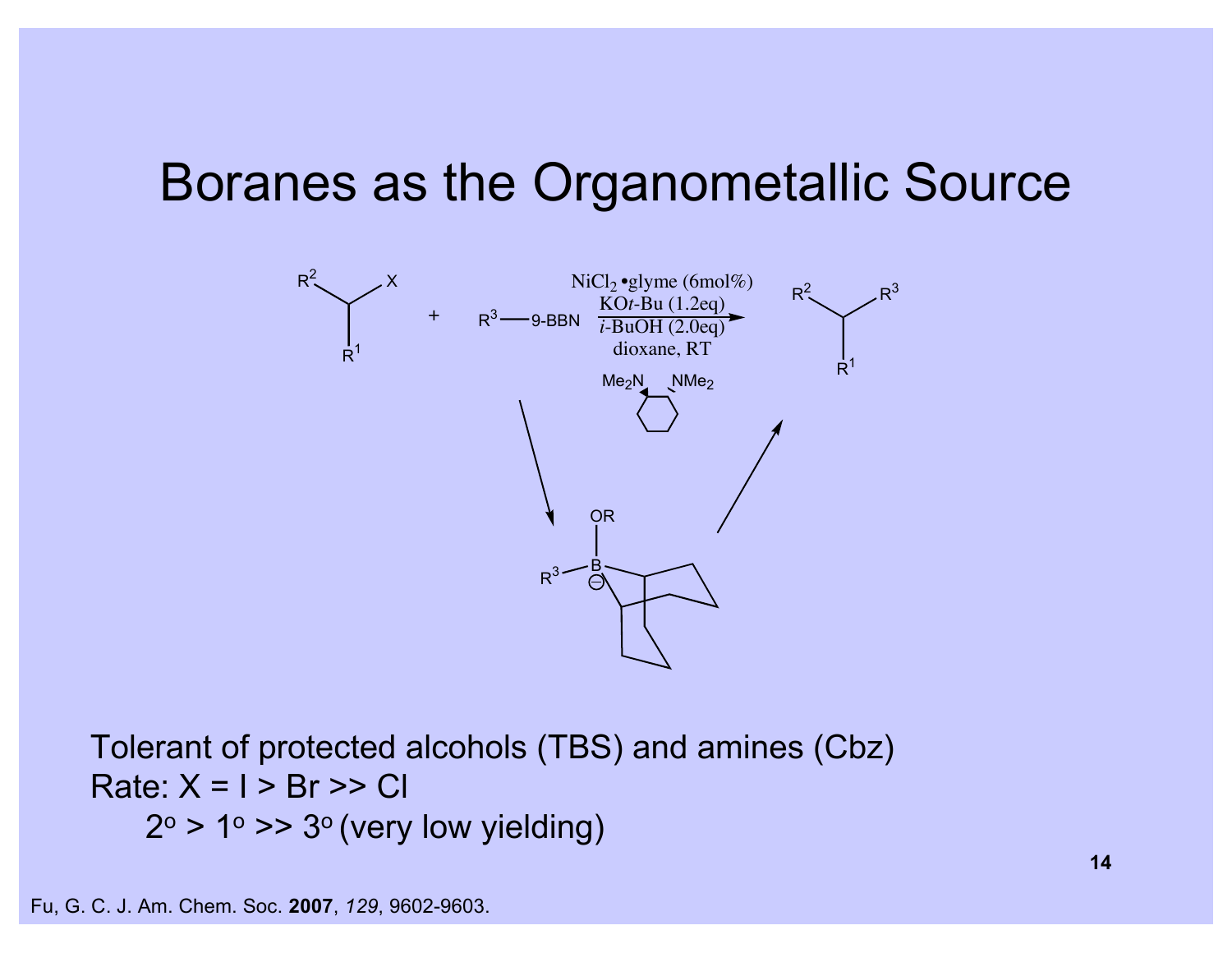# Boranes as the Organometallic Source

$R^1R^2CH{-}X$ + $R^3{-}$9-BBN → $R^1R^2CH{-}R^3$

NiCl$_2$•glyme (6mol%)
KO*t*-Bu (1.2eq)
*i*-BuOH (2.0eq)
dioxane, RT

Me$_2$N NMe$_2$

OR

$R^3$–B$^{\ominus}$

Tolerant of protected alcohols (TBS) and amines (Cbz)

Rate: X = I > Br >> Cl

2$^o$ > 1$^o$ >> 3$^o$ (very low yielding)

Fu, G. C. J. Am. Chem. Soc. **2007**, *129*, 9602-9603.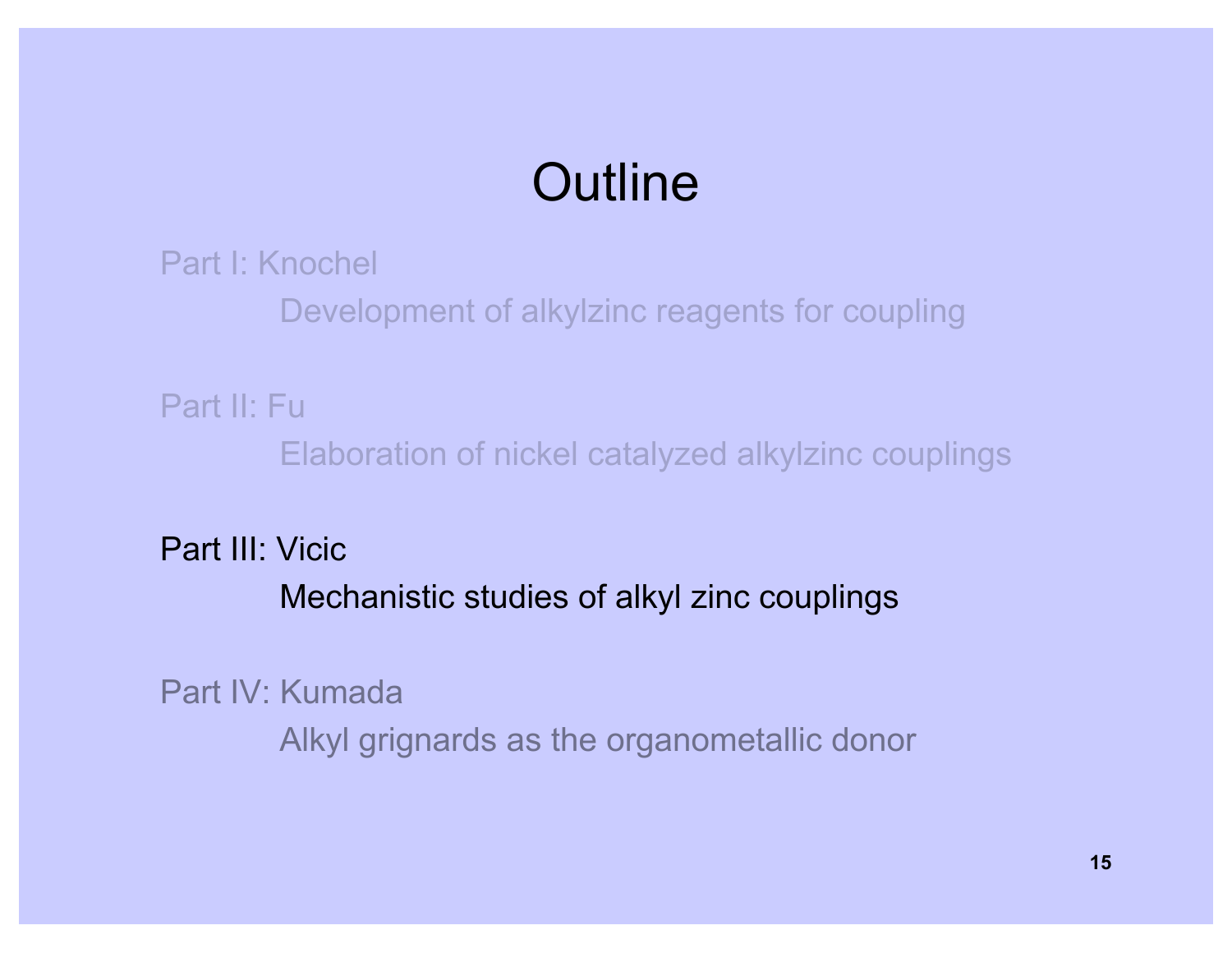# Outline

Part I: Knochel

Development of alkylzinc reagents for coupling

Part II: Fu

Elaboration of nickel catalyzed alkylzinc couplings

Part III: Vicic

Mechanistic studies of alkyl zinc couplings

Part IV: Kumada

Alkyl grignards as the organometallic donor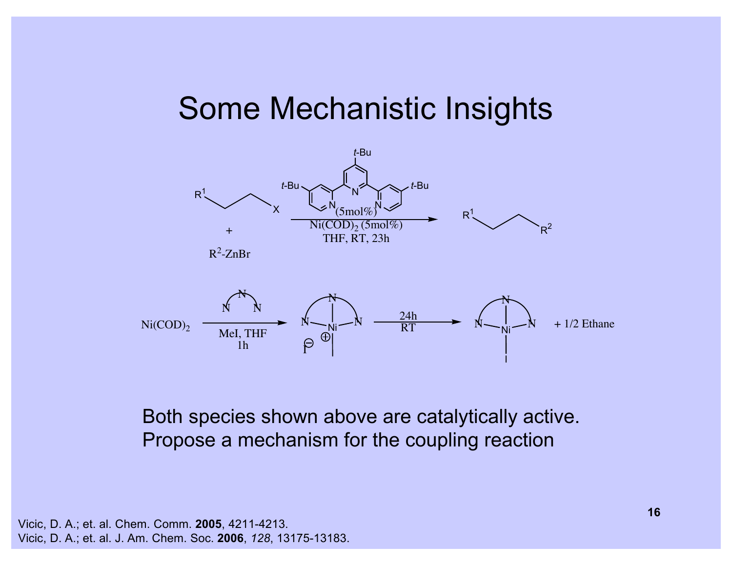# Some Mechanistic Insights

$R^1CH_2CH_2X$ + $R^2$-ZnBr → (4,4',4''-tri-*t*-Bu-terpyridine (5mol%), $Ni(COD)_2$ (5mol%), THF, RT, 23h) → $R^1CH_2CH_2R^2$

$Ni(COD)_2$ → (N N N, MeI, THF, 1h) → [(N N N)Ni–Me]$^{\oplus}$ $I^{\ominus}$ → (24h, RT) → (N N N)Ni–I + 1/2 Ethane

Both species shown above are catalytically active.
Propose a mechanism for the coupling reaction

Vicic, D. A.; et. al. Chem. Comm. **2005**, 4211-4213.
Vicic, D. A.; et. al. J. Am. Chem. Soc. **2006**, *128*, 13175-13183.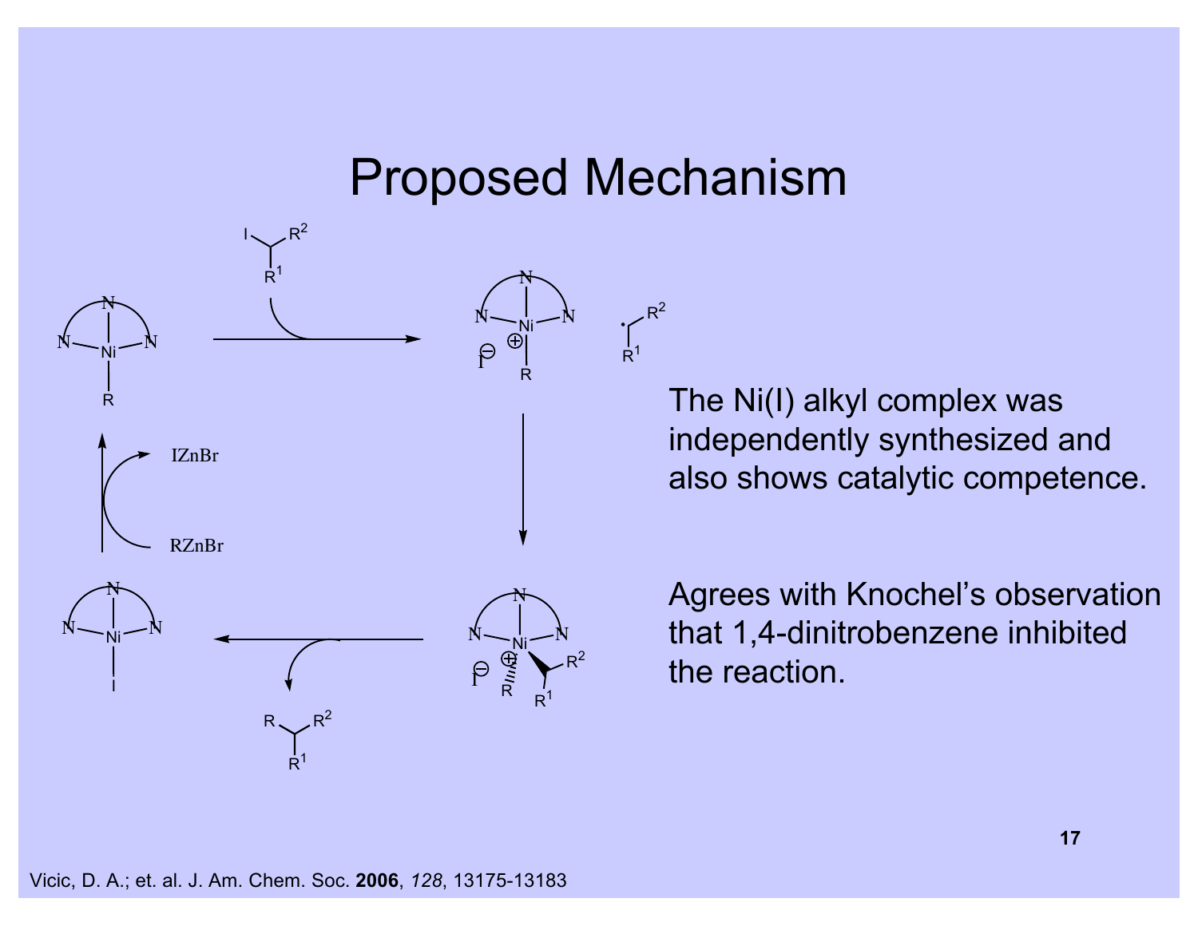# Proposed Mechanism

The Ni(I) alkyl complex was independently synthesized and also shows catalytic competence.

Agrees with Knochel's observation that 1,4-dinitrobenzene inhibited the reaction.

Vicic, D. A.; et. al. J. Am. Chem. Soc. **2006**, *128*, 13175-13183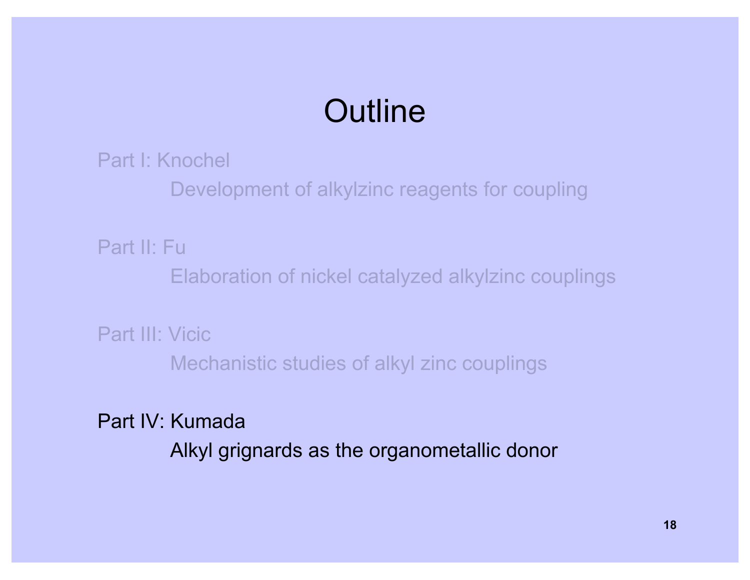# Outline

Part I: Knochel

Development of alkylzinc reagents for coupling

Part II: Fu

Elaboration of nickel catalyzed alkylzinc couplings

Part III: Vicic

Mechanistic studies of alkyl zinc couplings

Part IV: Kumada

Alkyl grignards as the organometallic donor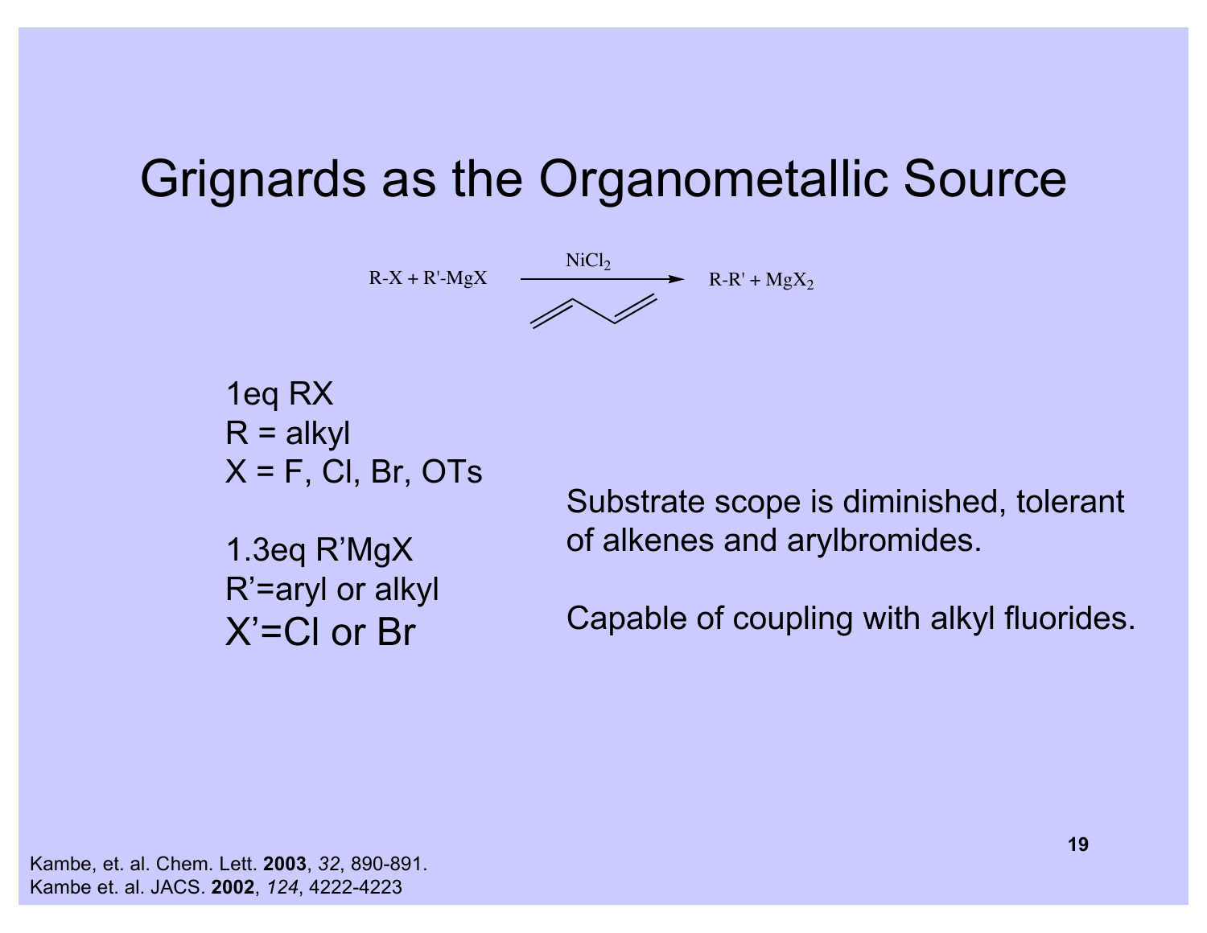# Grignards as the Organometallic Source

$$R\text{-}X + R'\text{-}MgX \xrightarrow{NiCl_2} R\text{-}R' + MgX_2$$

1eq RX
R = alkyl
X = F, Cl, Br, OTs

1.3eq R'MgX
R'=aryl or alkyl
X'=Cl or Br

Substrate scope is diminished, tolerant of alkenes and arylbromides.

Capable of coupling with alkyl fluorides.

Kambe, et. al. Chem. Lett. **2003**, *32*, 890-891.
Kambe et. al. JACS. **2002**, *124*, 4222-4223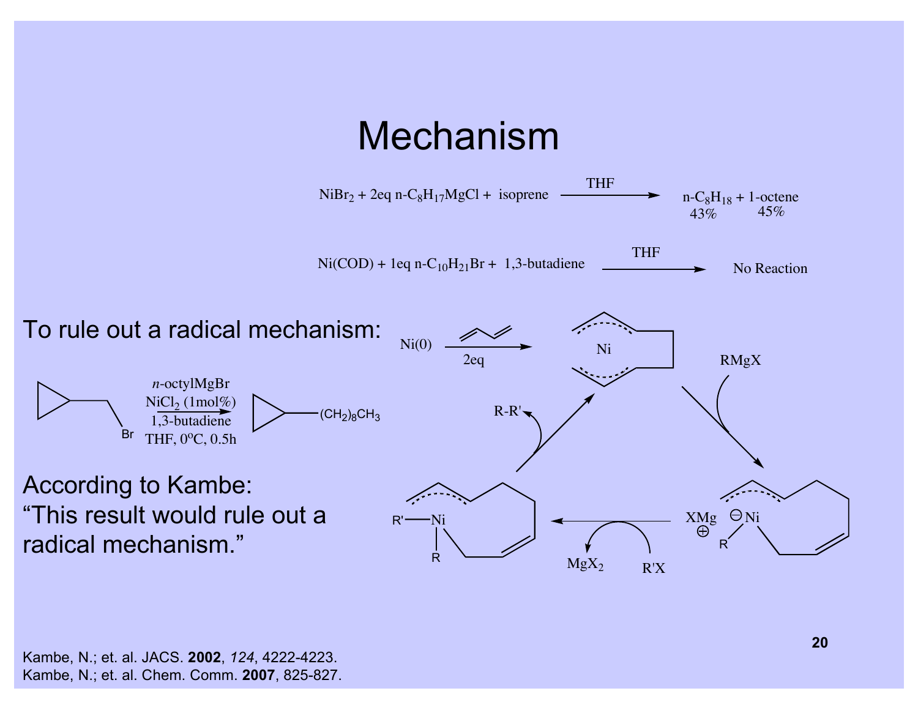# Mechanism

$NiBr_2$ + 2eq n-$C_8H_{17}MgCl$ + isoprene $\xrightarrow{THF}$ n-$C_8H_{18}$ (43%) + 1-octene (45%)

Ni(COD) + 1eq n-$C_{10}H_{21}Br$ + 1,3-butadiene $\xrightarrow{THF}$ No Reaction

To rule out a radical mechanism:

(Bromomethyl)cyclopropane $\xrightarrow[\text{THF, 0°C, 0.5h}]{\textit{n}\text{-octylMgBr, } NiCl_2 \text{ (1mol\%), 1,3-butadiene}}$ cyclopropyl–$(CH_2)_8CH_3$

According to Kambe:
"This result would rule out a radical mechanism."

Ni(0) + 2eq butadiene → bis(π-allyl)Ni; + RMgX → $XMg^{\oplus}$ $^{\ominus}$Ni(R) ate complex; + R'X, − $MgX_2$ → R'–Ni–R complex; → R-R' + regenerated bis(π-allyl)Ni

Kambe, N.; et. al. JACS. **2002**, *124*, 4222-4223.
Kambe, N.; et. al. Chem. Comm. **2007**, 825-827.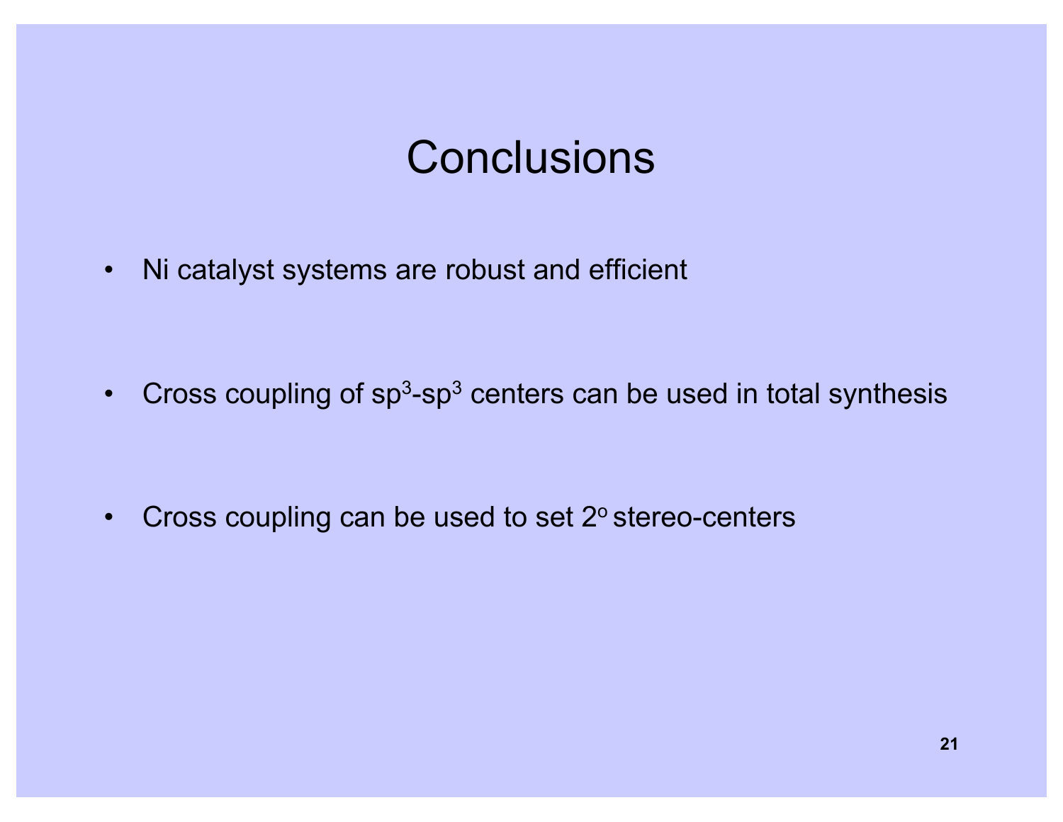# Conclusions

- Ni catalyst systems are robust and efficient
- Cross coupling of $sp^3$-$sp^3$ centers can be used in total synthesis
- Cross coupling can be used to set $2^o$ stereo-centers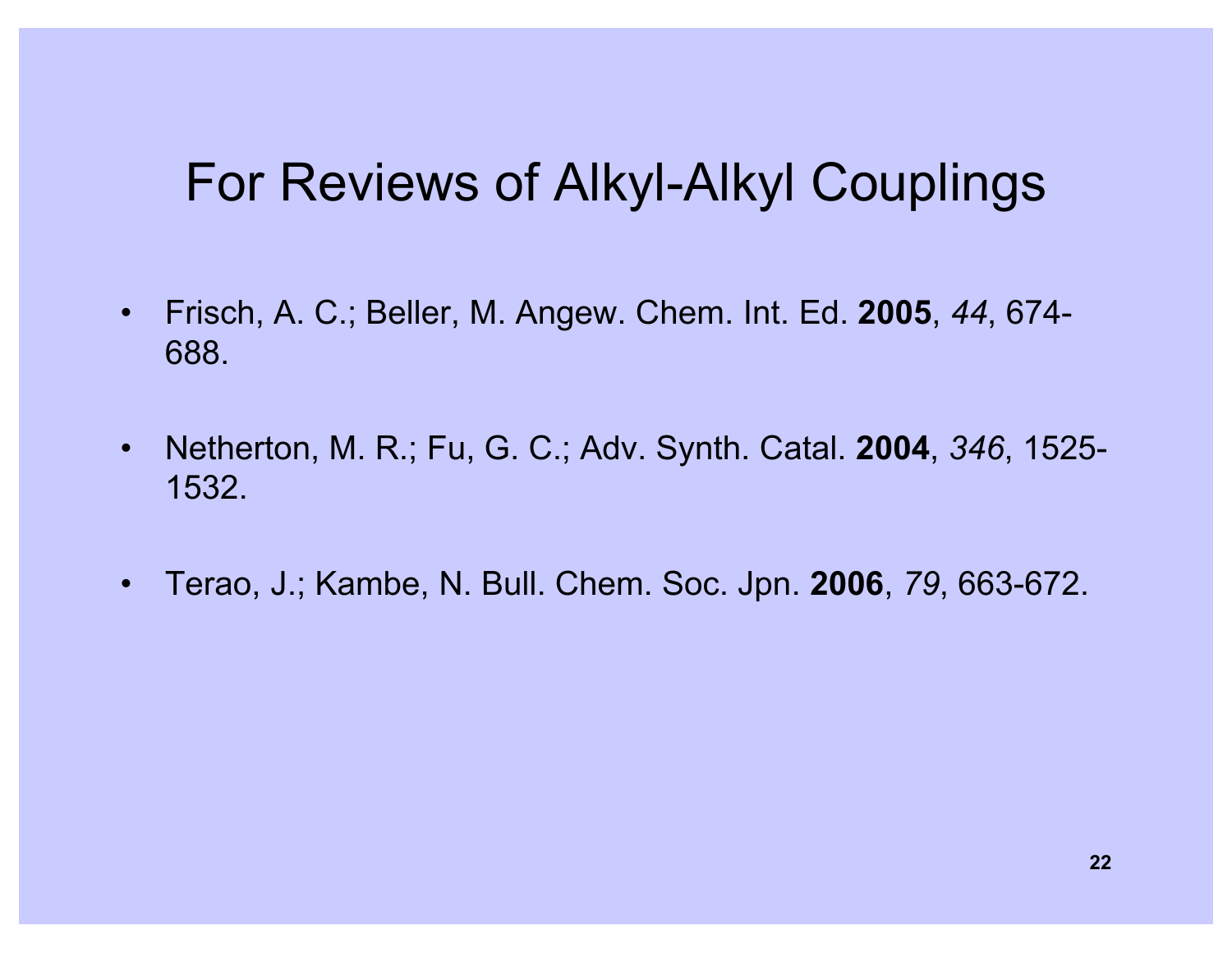# For Reviews of Alkyl-Alkyl Couplings

- Frisch, A. C.; Beller, M. Angew. Chem. Int. Ed. **2005**, *44*, 674-688.
- Netherton, M. R.; Fu, G. C.; Adv. Synth. Catal. **2004**, *346*, 1525-1532.
- Terao, J.; Kambe, N. Bull. Chem. Soc. Jpn. **2006**, *79*, 663-672.